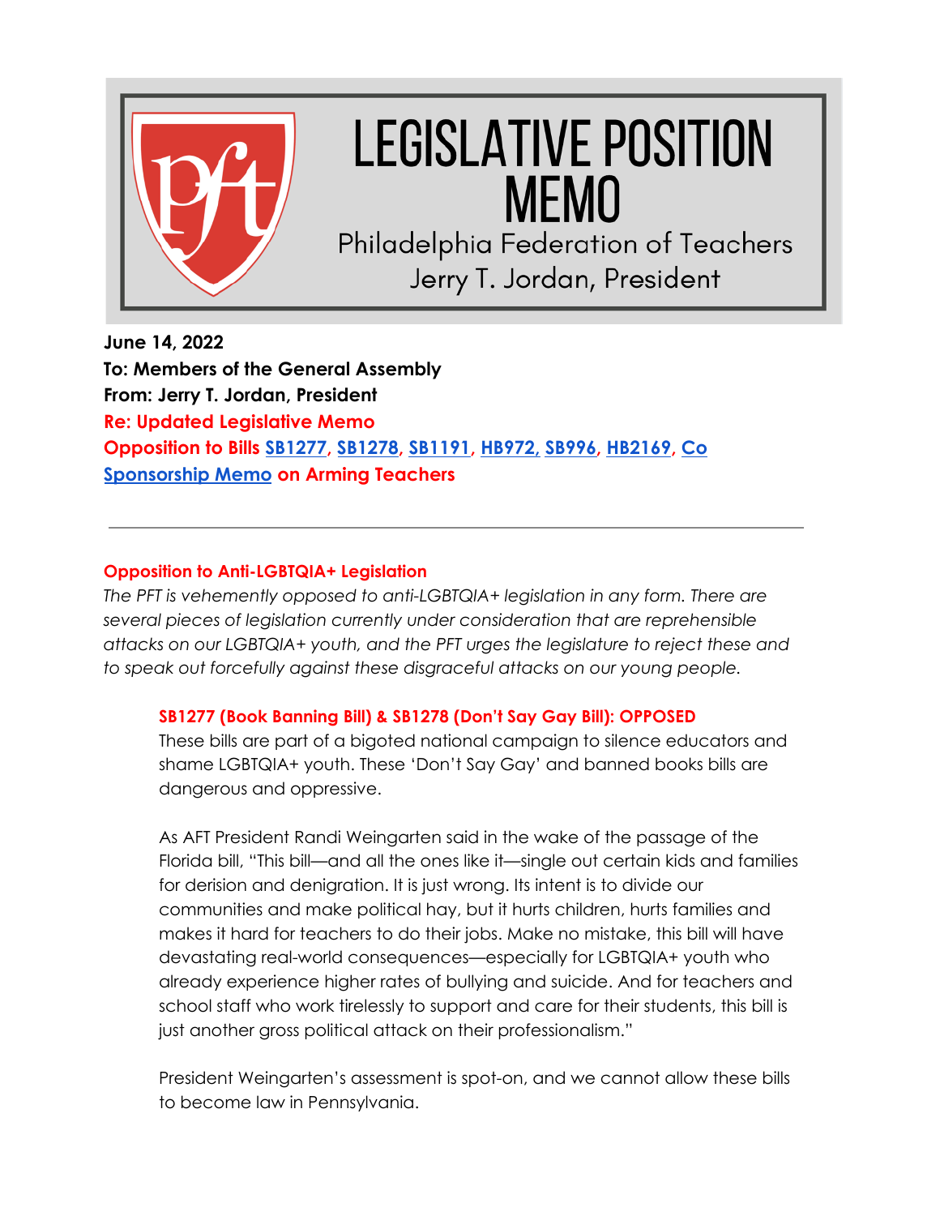# LEGISLATIVE POSITION MEMO

Philadelphia Federation of Teachers
Jerry T. Jordan, President

**June 14, 2022**
**To: Members of the General Assembly**
**From: Jerry T. Jordan, President**
**Re: Updated Legislative Memo**
**Opposition to Bills SB1277, SB1278, SB1191, HB972, SB996, HB2169, Co Sponsorship Memo on Arming Teachers**

---

## Opposition to Anti-LGBTQIA+ Legislation

*The PFT is vehemently opposed to anti-LGBTQIA+ legislation in any form. There are several pieces of legislation currently under consideration that are reprehensible attacks on our LGBTQIA+ youth, and the PFT urges the legislature to reject these and to speak out forcefully against these disgraceful attacks on our young people.*

### SB1277 (Book Banning Bill) & SB1278 (Don't Say Gay Bill): OPPOSED

These bills are part of a bigoted national campaign to silence educators and shame LGBTQIA+ youth. These 'Don't Say Gay' and banned books bills are dangerous and oppressive.

As AFT President Randi Weingarten said in the wake of the passage of the Florida bill, "This bill—and all the ones like it—single out certain kids and families for derision and denigration. It is just wrong. Its intent is to divide our communities and make political hay, but it hurts children, hurts families and makes it hard for teachers to do their jobs. Make no mistake, this bill will have devastating real-world consequences—especially for LGBTQIA+ youth who already experience higher rates of bullying and suicide. And for teachers and school staff who work tirelessly to support and care for their students, this bill is just another gross political attack on their professionalism."

President Weingarten's assessment is spot-on, and we cannot allow these bills to become law in Pennsylvania.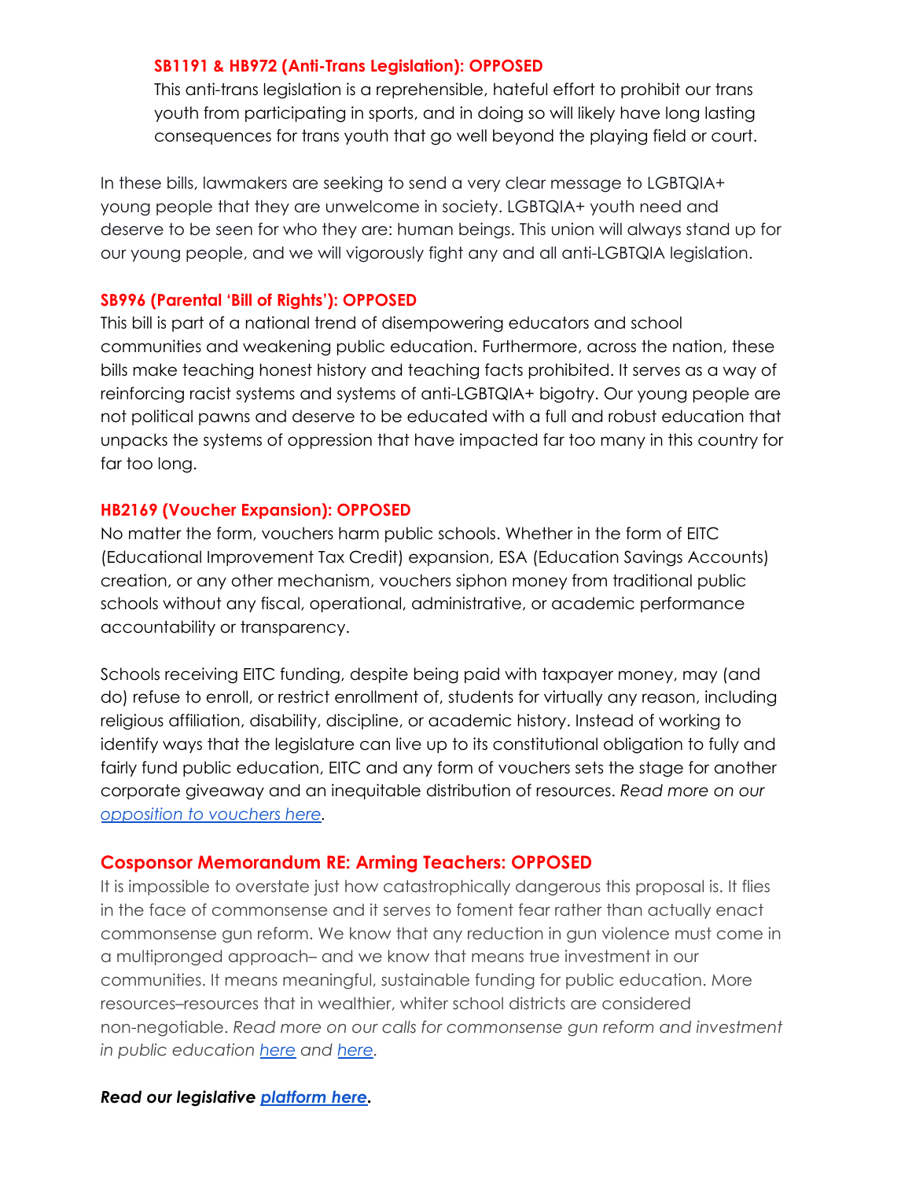**SB1191 & HB972 (Anti-Trans Legislation): OPPOSED**

This anti-trans legislation is a reprehensible, hateful effort to prohibit our trans youth from participating in sports, and in doing so will likely have long lasting consequences for trans youth that go well beyond the playing field or court.

In these bills, lawmakers are seeking to send a very clear message to LGBTQIA+ young people that they are unwelcome in society. LGBTQIA+ youth need and deserve to be seen for who they are: human beings. This union will always stand up for our young people, and we will vigorously fight any and all anti-LGBTQIA legislation.

**SB996 (Parental 'Bill of Rights'): OPPOSED**

This bill is part of a national trend of disempowering educators and school communities and weakening public education. Furthermore, across the nation, these bills make teaching honest history and teaching facts prohibited. It serves as a way of reinforcing racist systems and systems of anti-LGBTQIA+ bigotry. Our young people are not political pawns and deserve to be educated with a full and robust education that unpacks the systems of oppression that have impacted far too many in this country for far too long.

**HB2169 (Voucher Expansion): OPPOSED**

No matter the form, vouchers harm public schools. Whether in the form of EITC (Educational Improvement Tax Credit) expansion, ESA (Education Savings Accounts) creation, or any other mechanism, vouchers siphon money from traditional public schools without any fiscal, operational, administrative, or academic performance accountability or transparency.

Schools receiving EITC funding, despite being paid with taxpayer money, may (and do) refuse to enroll, or restrict enrollment of, students for virtually any reason, including religious affiliation, disability, discipline, or academic history. Instead of working to identify ways that the legislature can live up to its constitutional obligation to fully and fairly fund public education, EITC and any form of vouchers sets the stage for another corporate giveaway and an inequitable distribution of resources. *Read more on our opposition to vouchers here.*

## Cosponsor Memorandum RE: Arming Teachers: OPPOSED

It is impossible to overstate just how catastrophically dangerous this proposal is. It flies in the face of commonsense and it serves to foment fear rather than actually enact commonsense gun reform. We know that any reduction in gun violence must come in a multipronged approach– and we know that means true investment in our communities. It means meaningful, sustainable funding for public education. More resources–resources that in wealthier, whiter school districts are considered non-negotiable. *Read more on our calls for commonsense gun reform and investment in public education here and here.*

***Read our legislative platform here.***